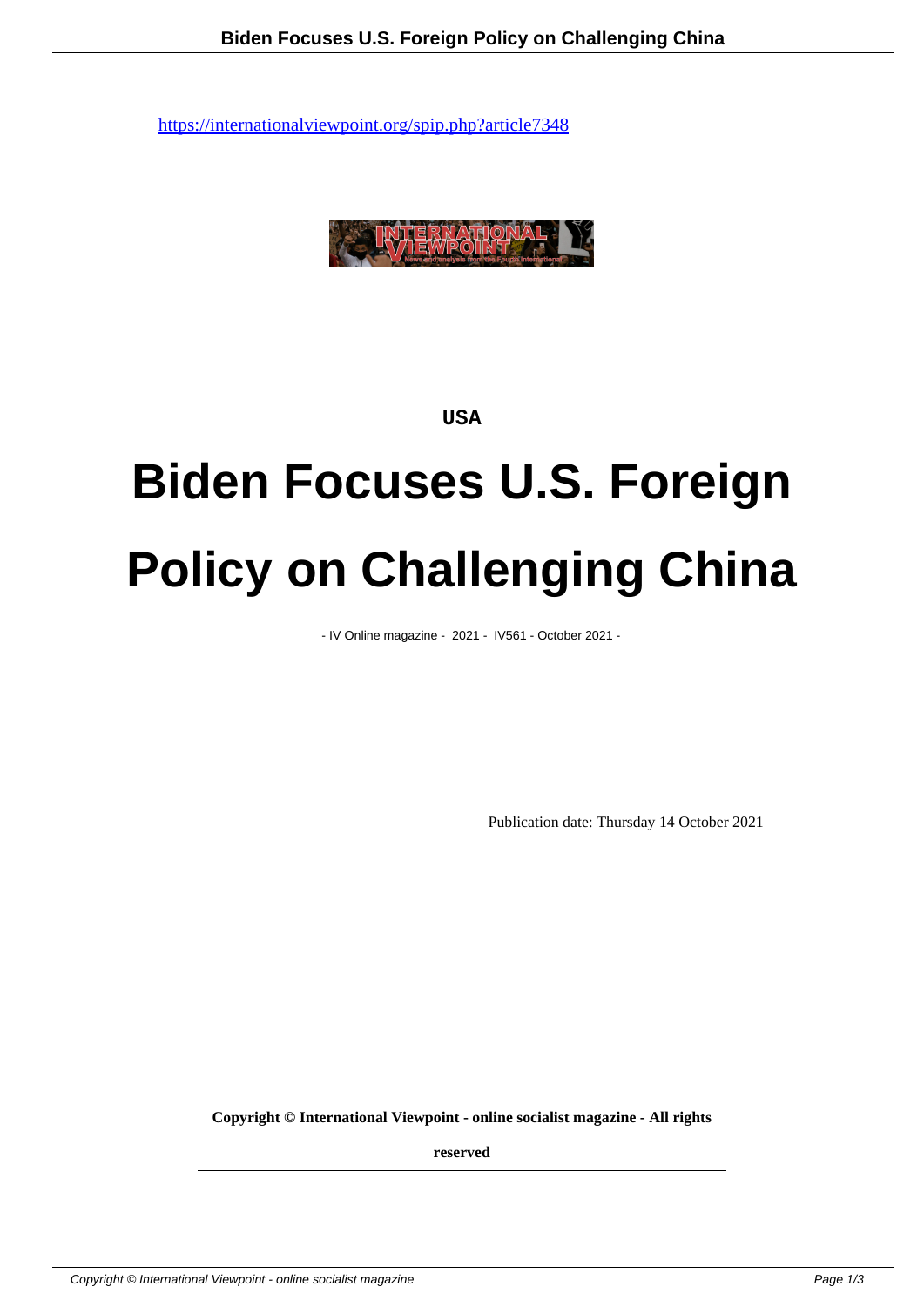https://internationalviewpoint.org/spip.php?article7348

USA

# Biden Focuses U.S. Foreign Policy on Challenging China

- IV Online magazine - 2021 - IV561 - October 2021 -

Publication date: Thursday 14 October 2021

**Copyright © International Viewpoint - online socialist magazine - All rights reserved**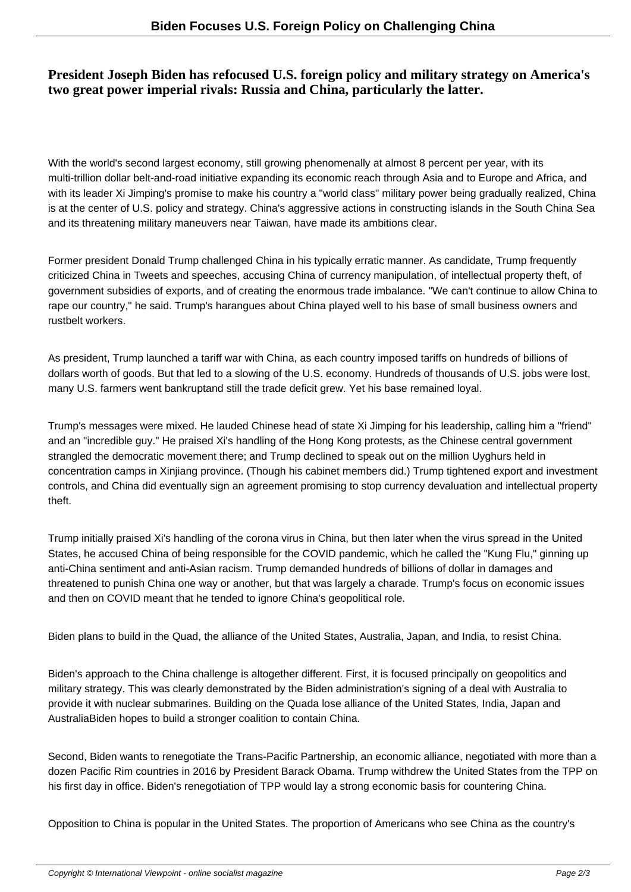**President Joseph Biden has refocused U.S. foreign policy and military strategy on America's two great power imperial rivals: Russia and China, particularly the latter.**

With the world's second largest economy, still growing phenomenally at almost 8 percent per year, with its multi-trillion dollar belt-and-road initiative expanding its economic reach through Asia and to Europe and Africa, and with its leader Xi Jimping's promise to make his country a "world class" military power being gradually realized, China is at the center of U.S. policy and strategy. China's aggressive actions in constructing islands in the South China Sea and its threatening military maneuvers near Taiwan, have made its ambitions clear.

Former president Donald Trump challenged China in his typically erratic manner. As candidate, Trump frequently criticized China in Tweets and speeches, accusing China of currency manipulation, of intellectual property theft, of government subsidies of exports, and of creating the enormous trade imbalance. "We can't continue to allow China to rape our country," he said. Trump's harangues about China played well to his base of small business owners and rustbelt workers.

As president, Trump launched a tariff war with China, as each country imposed tariffs on hundreds of billions of dollars worth of goods. But that led to a slowing of the U.S. economy. Hundreds of thousands of U.S. jobs were lost, many U.S. farmers went bankruptand still the trade deficit grew. Yet his base remained loyal.

Trump's messages were mixed. He lauded Chinese head of state Xi Jimping for his leadership, calling him a "friend" and an "incredible guy." He praised Xi's handling of the Hong Kong protests, as the Chinese central government strangled the democratic movement there; and Trump declined to speak out on the million Uyghurs held in concentration camps in Xinjiang province. (Though his cabinet members did.) Trump tightened export and investment controls, and China did eventually sign an agreement promising to stop currency devaluation and intellectual property theft.

Trump initially praised Xi's handling of the corona virus in China, but then later when the virus spread in the United States, he accused China of being responsible for the COVID pandemic, which he called the "Kung Flu," ginning up anti-China sentiment and anti-Asian racism. Trump demanded hundreds of billions of dollar in damages and threatened to punish China one way or another, but that was largely a charade. Trump's focus on economic issues and then on COVID meant that he tended to ignore China's geopolitical role.

Biden plans to build in the Quad, the alliance of the United States, Australia, Japan, and India, to resist China.

Biden's approach to the China challenge is altogether different. First, it is focused principally on geopolitics and military strategy. This was clearly demonstrated by the Biden administration's signing of a deal with Australia to provide it with nuclear submarines. Building on the Quada lose alliance of the United States, India, Japan and AustraliaBiden hopes to build a stronger coalition to contain China.

Second, Biden wants to renegotiate the Trans-Pacific Partnership, an economic alliance, negotiated with more than a dozen Pacific Rim countries in 2016 by President Barack Obama. Trump withdrew the United States from the TPP on his first day in office. Biden's renegotiation of TPP would lay a strong economic basis for countering China.

Opposition to China is popular in the United States. The proportion of Americans who see China as the country's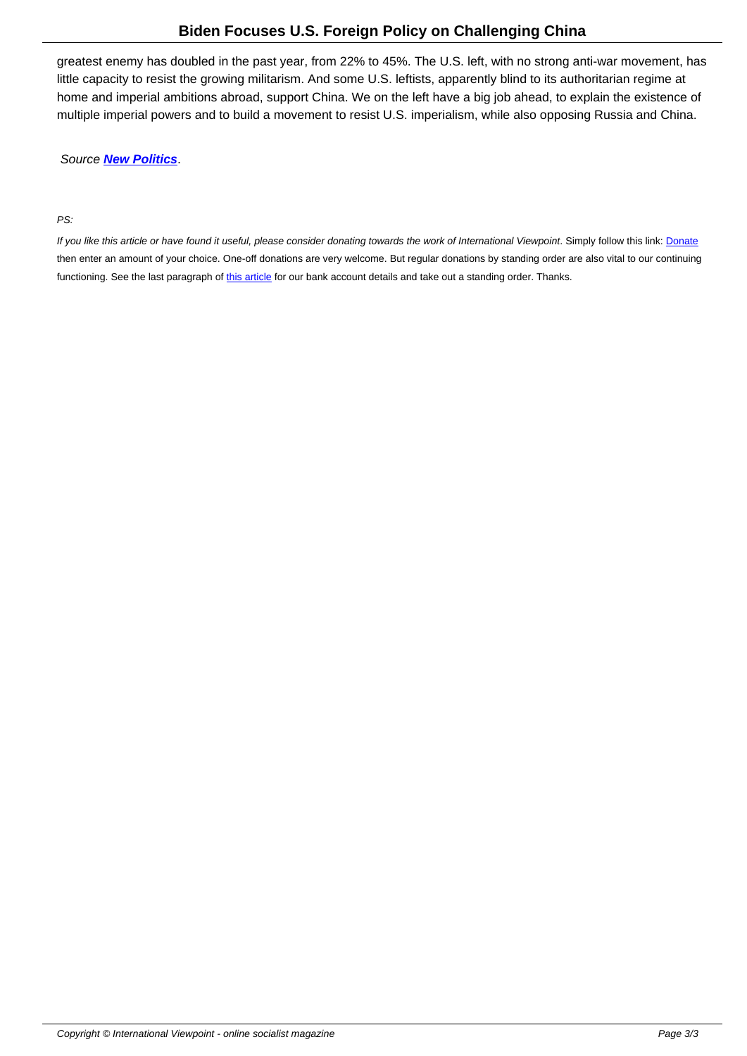greatest enemy has doubled in the past year, from 22% to 45%. The U.S. left, with no strong anti-war movement, has little capacity to resist the growing militarism. And some U.S. leftists, apparently blind to its authoritarian regime at home and imperial ambitions abroad, support China. We on the left have a big job ahead, to explain the existence of multiple imperial powers and to build a movement to resist U.S. imperialism, while also opposing Russia and China.

*Source* **[New Politics](#)**.

*PS:*

*If you like this article or have found it useful, please consider donating towards the work of International Viewpoint.* Simply follow this link: [Donate](#) then enter an amount of your choice. One-off donations are very welcome. But regular donations by standing order are also vital to our continuing functioning. See the last paragraph of [this article](#) for our bank account details and take out a standing order. Thanks.